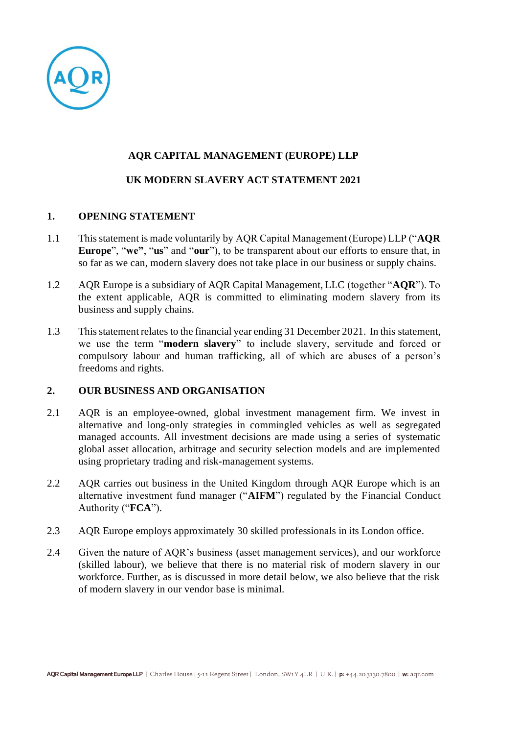# AQR CAPITAL MANAGEMENT (EUROPE) LLP

## UK MODERN SLAVERY ACT STATEMENT 2021

### 1. OPENING STATEMENT

1.1 This statement is made voluntarily by AQR Capital Management (Europe) LLP ("**AQR Europe**", "**we**", "**us**" and "**our**"), to be transparent about our efforts to ensure that, in so far as we can, modern slavery does not take place in our business or supply chains.

1.2 AQR Europe is a subsidiary of AQR Capital Management, LLC (together "**AQR**"). To the extent applicable, AQR is committed to eliminating modern slavery from its business and supply chains.

1.3 This statement relates to the financial year ending 31 December 2021. In this statement, we use the term "**modern slavery**" to include slavery, servitude and forced or compulsory labour and human trafficking, all of which are abuses of a person's freedoms and rights.

### 2. OUR BUSINESS AND ORGANISATION

2.1 AQR is an employee-owned, global investment management firm. We invest in alternative and long-only strategies in commingled vehicles as well as segregated managed accounts. All investment decisions are made using a series of systematic global asset allocation, arbitrage and security selection models and are implemented using proprietary trading and risk-management systems.

2.2 AQR carries out business in the United Kingdom through AQR Europe which is an alternative investment fund manager ("**AIFM**") regulated by the Financial Conduct Authority ("**FCA**").

2.3 AQR Europe employs approximately 30 skilled professionals in its London office.

2.4 Given the nature of AQR's business (asset management services), and our workforce (skilled labour), we believe that there is no material risk of modern slavery in our workforce. Further, as is discussed in more detail below, we also believe that the risk of modern slavery in our vendor base is minimal.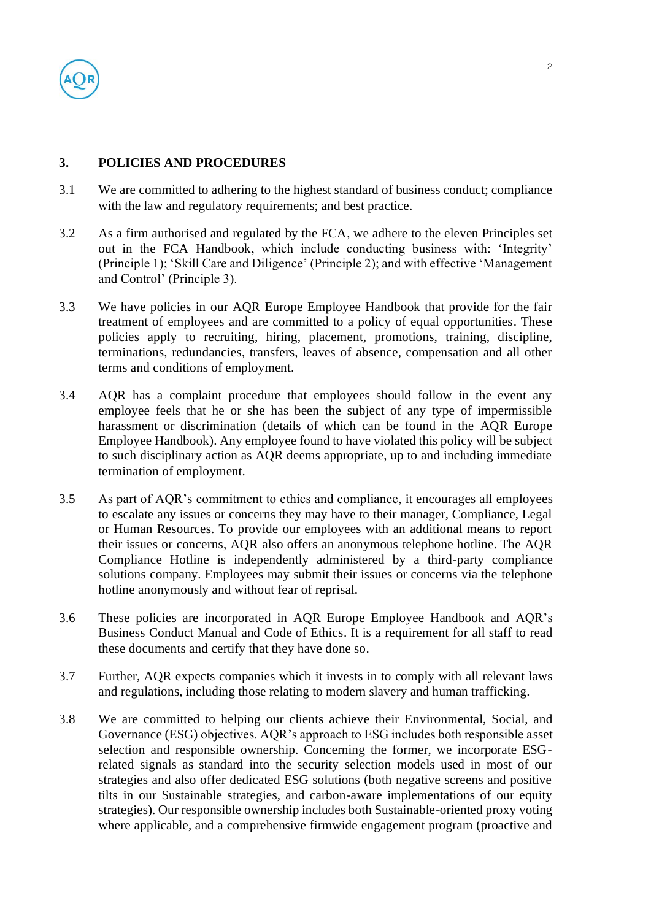## 3. POLICIES AND PROCEDURES

3.1 We are committed to adhering to the highest standard of business conduct; compliance with the law and regulatory requirements; and best practice.

3.2 As a firm authorised and regulated by the FCA, we adhere to the eleven Principles set out in the FCA Handbook, which include conducting business with: 'Integrity' (Principle 1); 'Skill Care and Diligence' (Principle 2); and with effective 'Management and Control' (Principle 3).

3.3 We have policies in our AQR Europe Employee Handbook that provide for the fair treatment of employees and are committed to a policy of equal opportunities. These policies apply to recruiting, hiring, placement, promotions, training, discipline, terminations, redundancies, transfers, leaves of absence, compensation and all other terms and conditions of employment.

3.4 AQR has a complaint procedure that employees should follow in the event any employee feels that he or she has been the subject of any type of impermissible harassment or discrimination (details of which can be found in the AQR Europe Employee Handbook). Any employee found to have violated this policy will be subject to such disciplinary action as AQR deems appropriate, up to and including immediate termination of employment.

3.5 As part of AQR's commitment to ethics and compliance, it encourages all employees to escalate any issues or concerns they may have to their manager, Compliance, Legal or Human Resources. To provide our employees with an additional means to report their issues or concerns, AQR also offers an anonymous telephone hotline. The AQR Compliance Hotline is independently administered by a third-party compliance solutions company. Employees may submit their issues or concerns via the telephone hotline anonymously and without fear of reprisal.

3.6 These policies are incorporated in AQR Europe Employee Handbook and AQR's Business Conduct Manual and Code of Ethics. It is a requirement for all staff to read these documents and certify that they have done so.

3.7 Further, AQR expects companies which it invests in to comply with all relevant laws and regulations, including those relating to modern slavery and human trafficking.

3.8 We are committed to helping our clients achieve their Environmental, Social, and Governance (ESG) objectives. AQR's approach to ESG includes both responsible asset selection and responsible ownership. Concerning the former, we incorporate ESG-related signals as standard into the security selection models used in most of our strategies and also offer dedicated ESG solutions (both negative screens and positive tilts in our Sustainable strategies, and carbon-aware implementations of our equity strategies). Our responsible ownership includes both Sustainable-oriented proxy voting where applicable, and a comprehensive firmwide engagement program (proactive and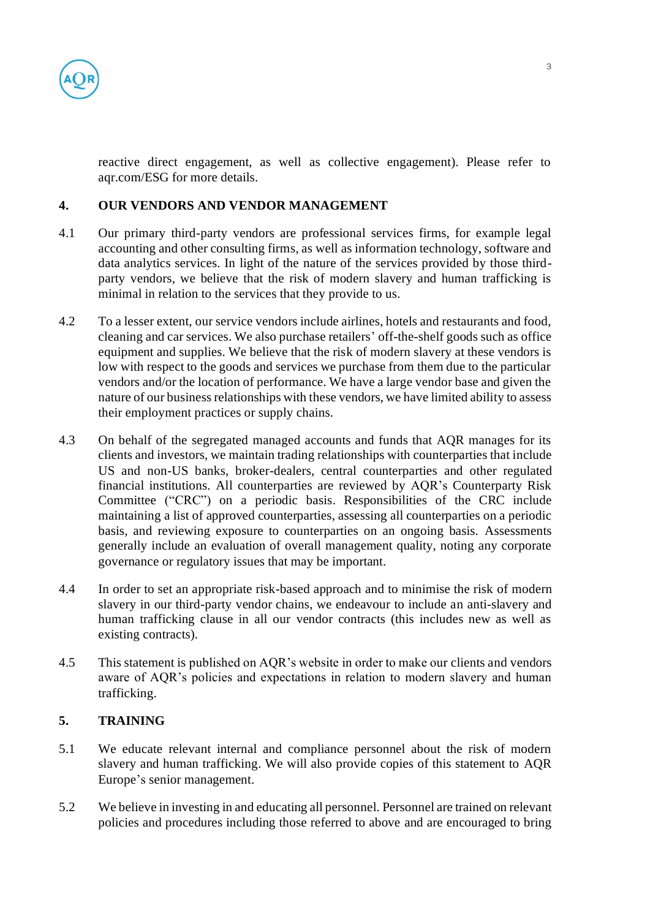reactive direct engagement, as well as collective engagement). Please refer to aqr.com/ESG for more details.

## 4. OUR VENDORS AND VENDOR MANAGEMENT

4.1 Our primary third-party vendors are professional services firms, for example legal accounting and other consulting firms, as well as information technology, software and data analytics services. In light of the nature of the services provided by those third-party vendors, we believe that the risk of modern slavery and human trafficking is minimal in relation to the services that they provide to us.

4.2 To a lesser extent, our service vendors include airlines, hotels and restaurants and food, cleaning and car services. We also purchase retailers' off-the-shelf goods such as office equipment and supplies. We believe that the risk of modern slavery at these vendors is low with respect to the goods and services we purchase from them due to the particular vendors and/or the location of performance. We have a large vendor base and given the nature of our business relationships with these vendors, we have limited ability to assess their employment practices or supply chains.

4.3 On behalf of the segregated managed accounts and funds that AQR manages for its clients and investors, we maintain trading relationships with counterparties that include US and non-US banks, broker-dealers, central counterparties and other regulated financial institutions. All counterparties are reviewed by AQR's Counterparty Risk Committee ("CRC") on a periodic basis. Responsibilities of the CRC include maintaining a list of approved counterparties, assessing all counterparties on a periodic basis, and reviewing exposure to counterparties on an ongoing basis. Assessments generally include an evaluation of overall management quality, noting any corporate governance or regulatory issues that may be important.

4.4 In order to set an appropriate risk-based approach and to minimise the risk of modern slavery in our third-party vendor chains, we endeavour to include an anti-slavery and human trafficking clause in all our vendor contracts (this includes new as well as existing contracts).

4.5 This statement is published on AQR's website in order to make our clients and vendors aware of AQR's policies and expectations in relation to modern slavery and human trafficking.

## 5. TRAINING

5.1 We educate relevant internal and compliance personnel about the risk of modern slavery and human trafficking. We will also provide copies of this statement to AQR Europe's senior management.

5.2 We believe in investing in and educating all personnel. Personnel are trained on relevant policies and procedures including those referred to above and are encouraged to bring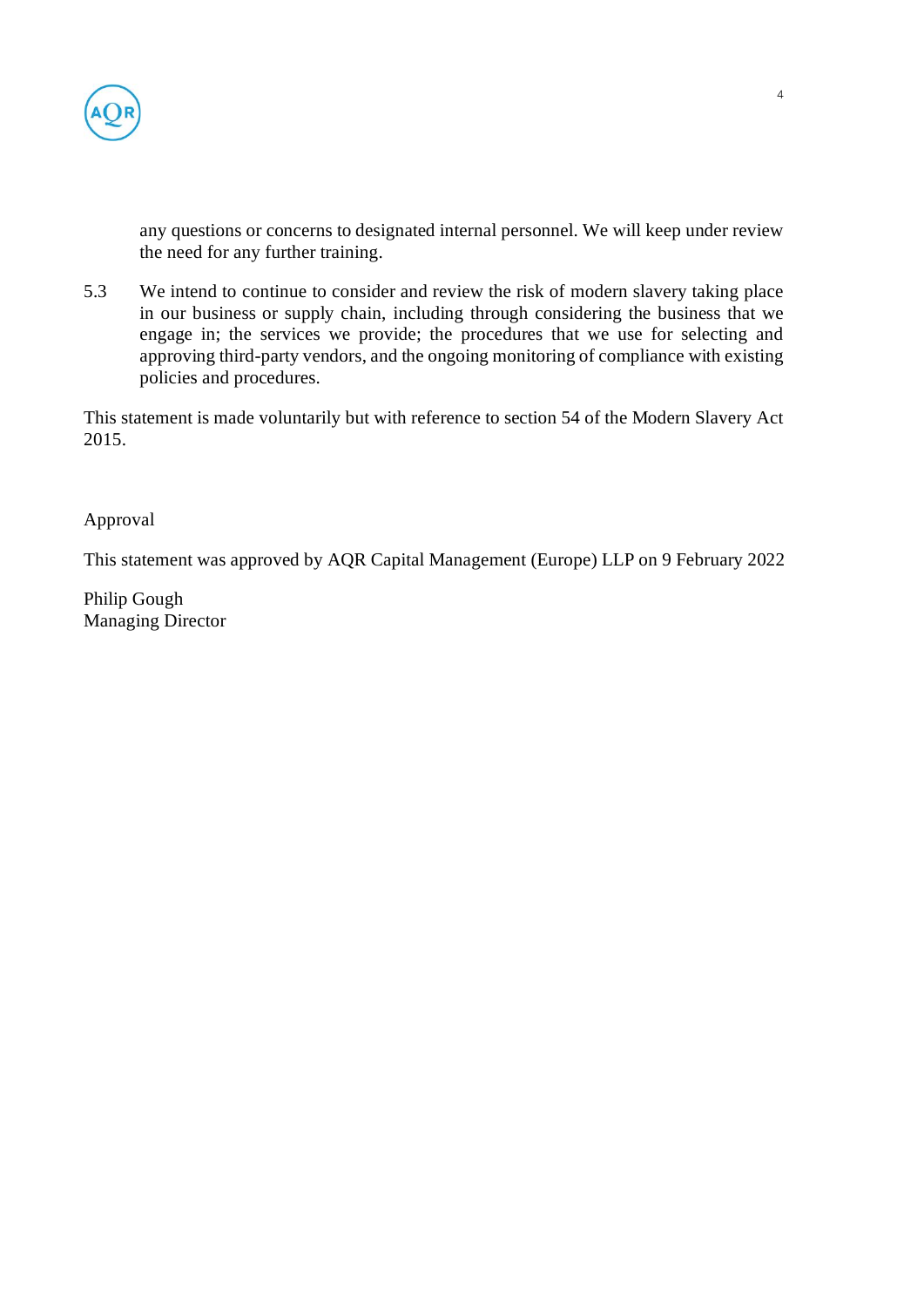any questions or concerns to designated internal personnel. We will keep under review the need for any further training.

5.3 We intend to continue to consider and review the risk of modern slavery taking place in our business or supply chain, including through considering the business that we engage in; the services we provide; the procedures that we use for selecting and approving third-party vendors, and the ongoing monitoring of compliance with existing policies and procedures.

This statement is made voluntarily but with reference to section 54 of the Modern Slavery Act 2015.

Approval

This statement was approved by AQR Capital Management (Europe) LLP on 9 February 2022

Philip Gough
Managing Director